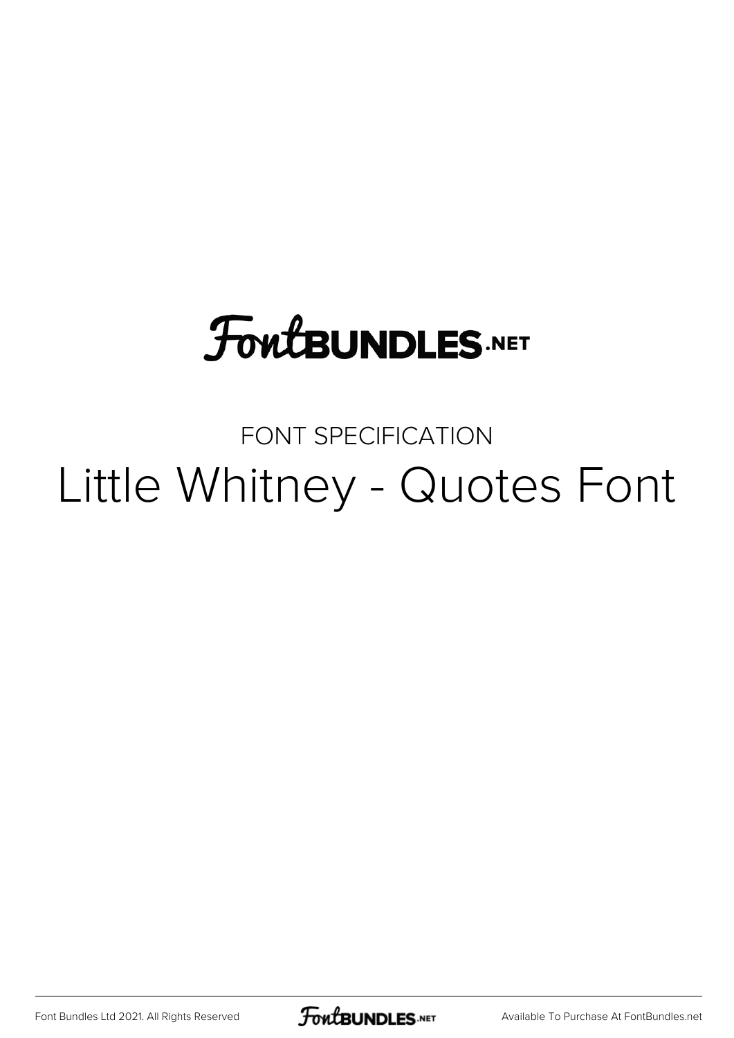FontBUNDLES.NET

FONT SPECIFICATION

# Little Whitney - Quotes Font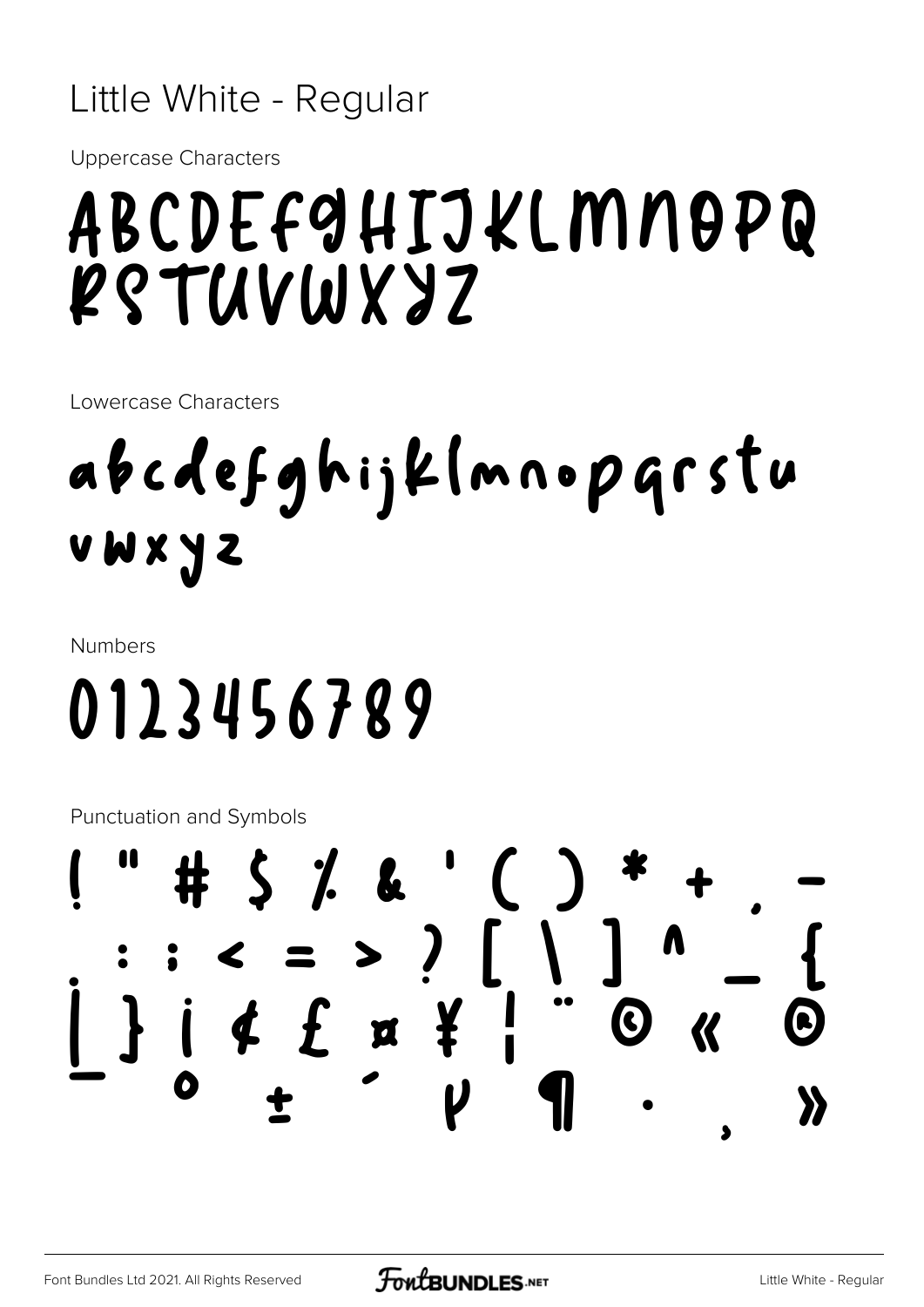# Little White - Regular

Uppercase Characters

ABCDEFGHIJKLMNOPQ
RSTUVWXYZ

Lowercase Characters

abcdefghijklmnopqrstu
vwxyz

Numbers

0123456789

Punctuation and Symbols

! " # $ % & ' ( ) * + , -
. : ; < = > ? [ \ ] ^ _ {
| } ¡ ¢ £ ¤ ¥ ¦ ¨ © « ®
¯ ° ± ´ µ ¶ · ¸ »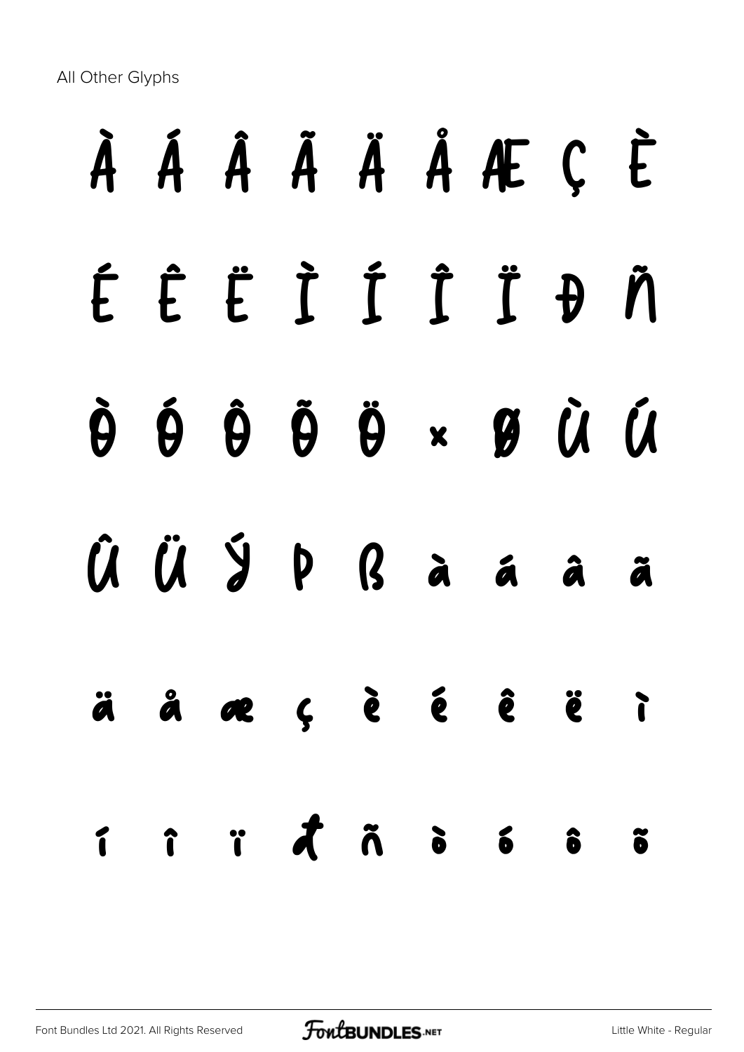All Other Glyphs

À Á Â Ã Ä Å Æ Ç È

É Ê Ë Ì Í Î Ï Ð Ñ

Ò Ó Ô Õ Ö × Ø Ù Ú

Û Ü Ý Þ ß à á â ã

ä å æ ç è é ê ë ì

í î ï ð ñ ò ó ô õ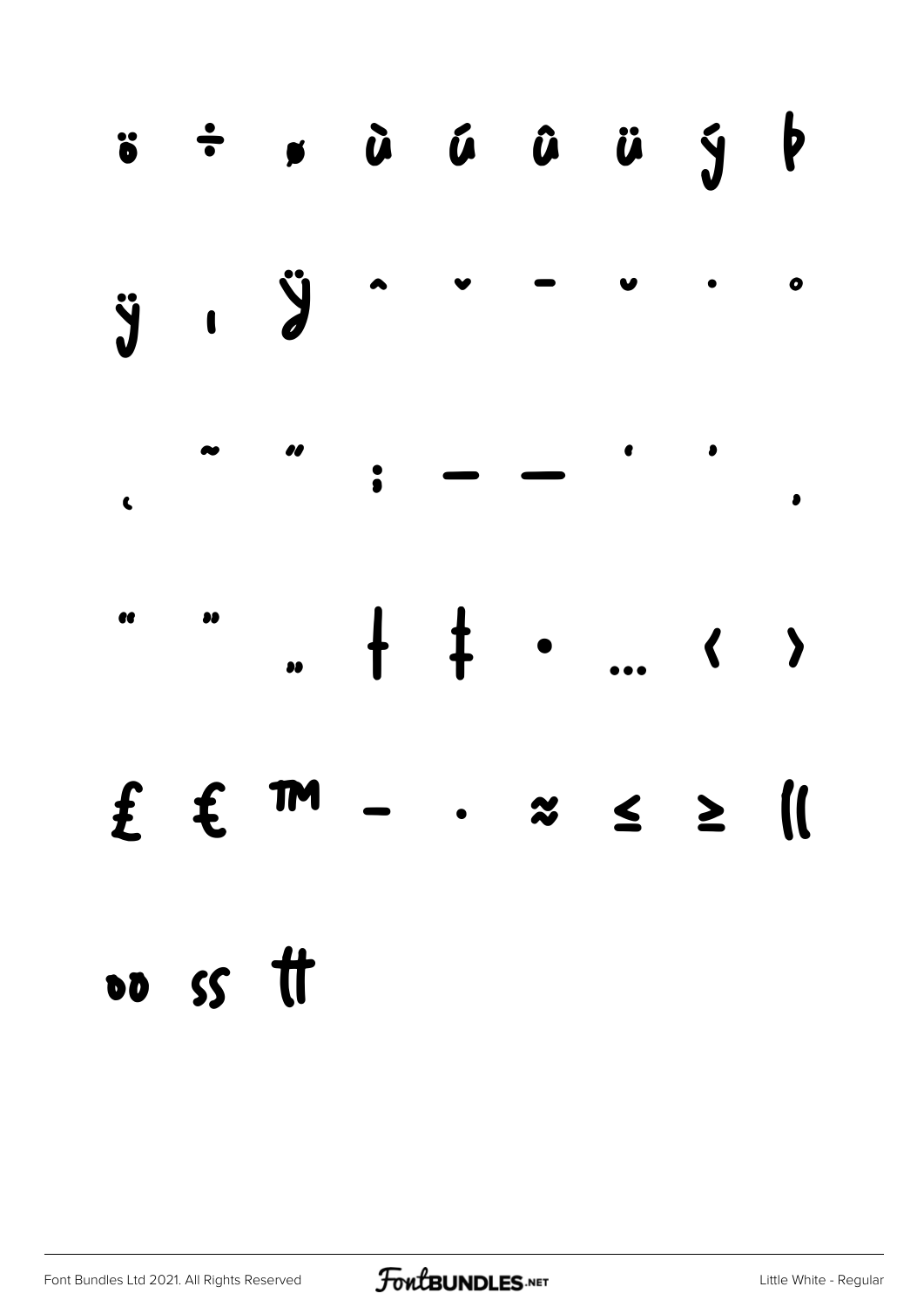ö ÷ ø ù ú û ü ý þ

ÿ ı Ÿ ˆ ˇ ˉ ˘ ˙ ˚

˛ ˜ ˝ ; – — ' ' ‚

" " „ † ‡ • … ‹ ›

₤ € ™ − · ≈ ≤ ≥ ll

oo ss tt